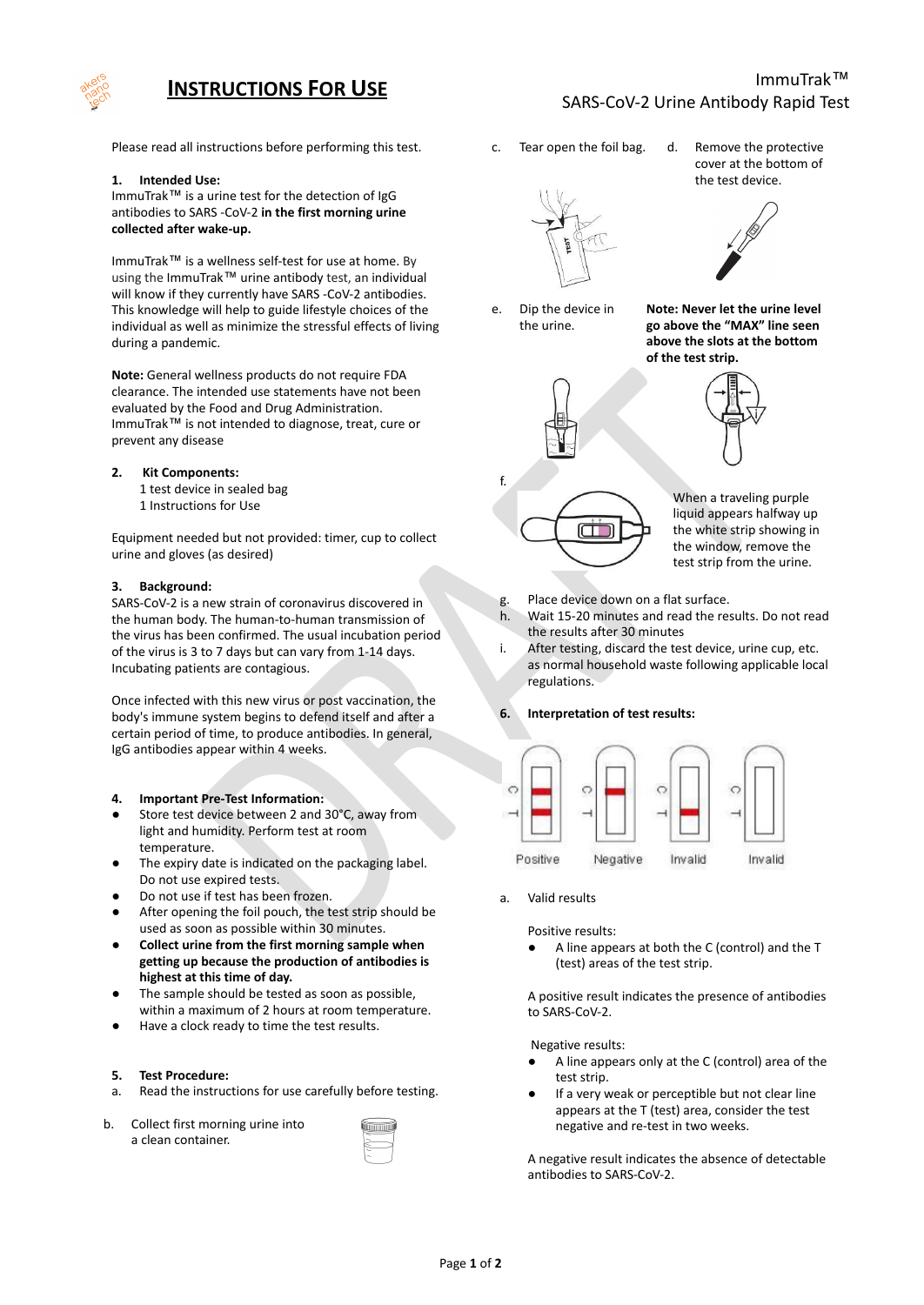# INSTRUCTIONS FOR USE

ImmuTrak™
SARS-CoV-2 Urine Antibody Rapid Test

Please read all instructions before performing this test.

## 1. Intended Use:

ImmuTrak™ is a urine test for the detection of IgG antibodies to SARS -CoV-2 **in the first morning urine collected after wake-up.**

ImmuTrak™ is a wellness self-test for use at home. By using the ImmuTrak™ urine antibody test, an individual will know if they currently have SARS -CoV-2 antibodies. This knowledge will help to guide lifestyle choices of the individual as well as minimize the stressful effects of living during a pandemic.

**Note:** General wellness products do not require FDA clearance. The intended use statements have not been evaluated by the Food and Drug Administration. ImmuTrak™ is not intended to diagnose, treat, cure or prevent any disease

## 2. Kit Components:

1 test device in sealed bag
1 Instructions for Use

Equipment needed but not provided: timer, cup to collect urine and gloves (as desired)

## 3. Background:

SARS-CoV-2 is a new strain of coronavirus discovered in the human body. The human-to-human transmission of the virus has been confirmed. The usual incubation period of the virus is 3 to 7 days but can vary from 1-14 days. Incubating patients are contagious.

Once infected with this new virus or post vaccination, the body's immune system begins to defend itself and after a certain period of time, to produce antibodies. In general, IgG antibodies appear within 4 weeks.

## 4. Important Pre-Test Information:

- Store test device between 2 and 30°C, away from light and humidity. Perform test at room temperature.
- The expiry date is indicated on the packaging label. Do not use expired tests.
- Do not use if test has been frozen.
- After opening the foil pouch, the test strip should be used as soon as possible within 30 minutes.
- **Collect urine from the first morning sample when getting up because the production of antibodies is highest at this time of day.**
- The sample should be tested as soon as possible, within a maximum of 2 hours at room temperature.
- Have a clock ready to time the test results.

## 5. Test Procedure:

a. Read the instructions for use carefully before testing.

b. Collect first morning urine into a clean container.

c. Tear open the foil bag.

d. Remove the protective cover at the bottom of the test device.

e. Dip the device in the urine.

**Note: Never let the urine level go above the "MAX" line seen above the slots at the bottom of the test strip.**

f. When a traveling purple liquid appears halfway up the white strip showing in the window, remove the test strip from the urine.

g. Place device down on a flat surface.

h. Wait 15-20 minutes and read the results. Do not read the results after 30 minutes

i. After testing, discard the test device, urine cup, etc. as normal household waste following applicable local regulations.

## 6. Interpretation of test results:

Positive | Negative | Invalid | Invalid

a. Valid results

Positive results:

- A line appears at both the C (control) and the T (test) areas of the test strip.

A positive result indicates the presence of antibodies to SARS-CoV-2.

Negative results:

- A line appears only at the C (control) area of the test strip.
- If a very weak or perceptible but not clear line appears at the T (test) area, consider the test negative and re-test in two weeks.

A negative result indicates the absence of detectable antibodies to SARS-CoV-2.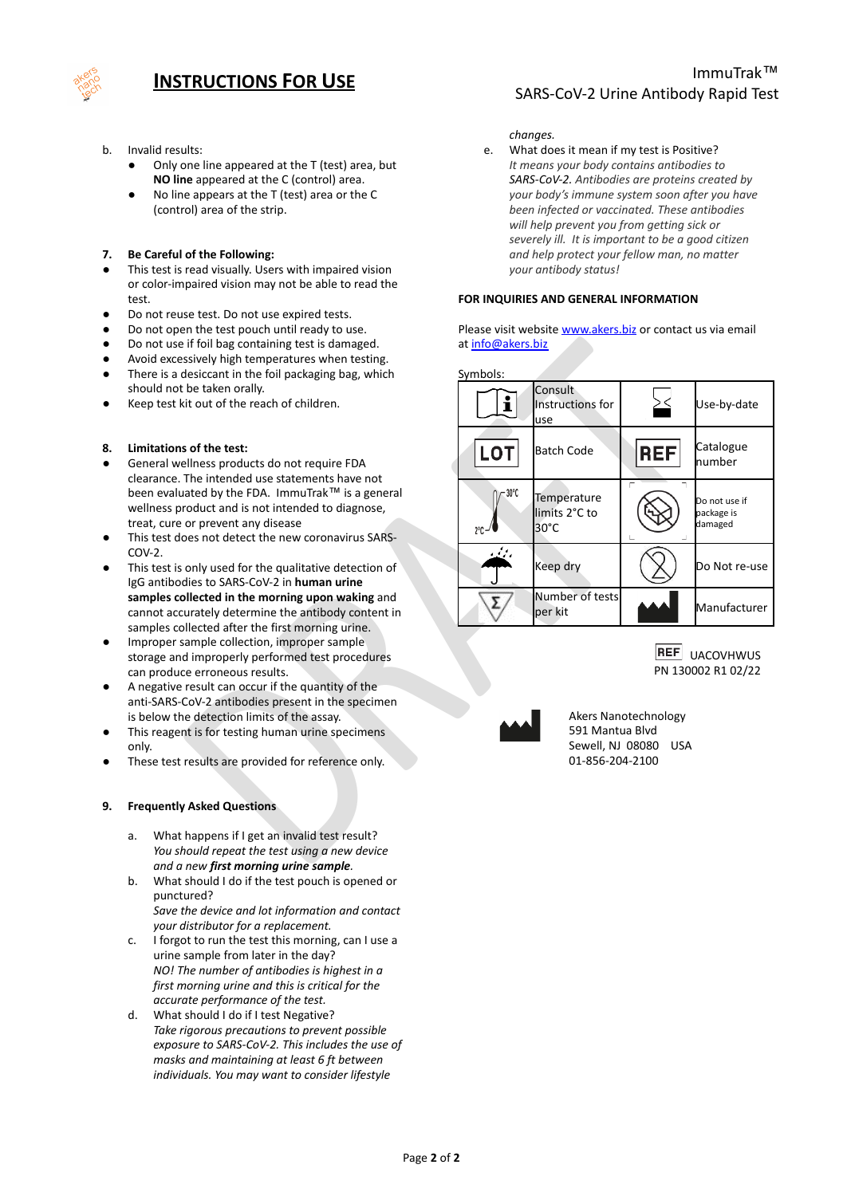b. Invalid results:
   - Only one line appeared at the T (test) area, but **NO line** appeared at the C (control) area.
   - No line appears at the T (test) area or the C (control) area of the strip.

**7. Be Careful of the Following:**

- This test is read visually. Users with impaired vision or color-impaired vision may not be able to read the test.
- Do not reuse test. Do not use expired tests.
- Do not open the test pouch until ready to use.
- Do not use if foil bag containing test is damaged.
- Avoid excessively high temperatures when testing.
- There is a desiccant in the foil packaging bag, which should not be taken orally.
- Keep test kit out of the reach of children.

**8. Limitations of the test:**

- General wellness products do not require FDA clearance. The intended use statements have not been evaluated by the FDA. ImmuTrak™ is a general wellness product and is not intended to diagnose, treat, cure or prevent any disease
- This test does not detect the new coronavirus SARS-COV-2.
- This test is only used for the qualitative detection of IgG antibodies to SARS-CoV-2 in **human urine samples collected in the morning upon waking** and cannot accurately determine the antibody content in samples collected after the first morning urine.
- Improper sample collection, improper sample storage and improperly performed test procedures can produce erroneous results.
- A negative result can occur if the quantity of the anti-SARS-CoV-2 antibodies present in the specimen is below the detection limits of the assay.
- This reagent is for testing human urine specimens only.
- These test results are provided for reference only.

**9. Frequently Asked Questions**

a. What happens if I get an invalid test result?
   *You should repeat the test using a new device and a new* ***first morning urine sample****.*

b. What should I do if the test pouch is opened or punctured?
   *Save the device and lot information and contact your distributor for a replacement.*

c. I forgot to run the test this morning, can I use a urine sample from later in the day?
   *NO! The number of antibodies is highest in a first morning urine and this is critical for the accurate performance of the test.*

d. What should I do if I test Negative?
   *Take rigorous precautions to prevent possible exposure to SARS-CoV-2. This includes the use of masks and maintaining at least 6 ft between individuals. You may want to consider lifestyle changes.*

e. What does it mean if my test is Positive?
   *It means your body contains antibodies to SARS-CoV-2. Antibodies are proteins created by your body's immune system soon after you have been infected or vaccinated. These antibodies will help prevent you from getting sick or severely ill. It is important to be a good citizen and help protect your fellow man, no matter your antibody status!*

**FOR INQUIRIES AND GENERAL INFORMATION**

Please visit website www.akers.biz or contact us via email at info@akers.biz

Symbols:

| | | | |
|---|---|---|---|
| | Consult Instructions for use | | Use-by-date |
| LOT | Batch Code | REF | Catalogue number |
| 2°C – 30°C | Temperature limits 2°C to 30°C | | Do not use if package is damaged |
| | Keep dry | | Do Not re-use |
| Σ | Number of tests per kit | | Manufacturer |

REF UACOVHWUS
PN 130002 R1 02/22

Akers Nanotechnology
591 Mantua Blvd
Sewell, NJ 08080 USA
01-856-204-2100